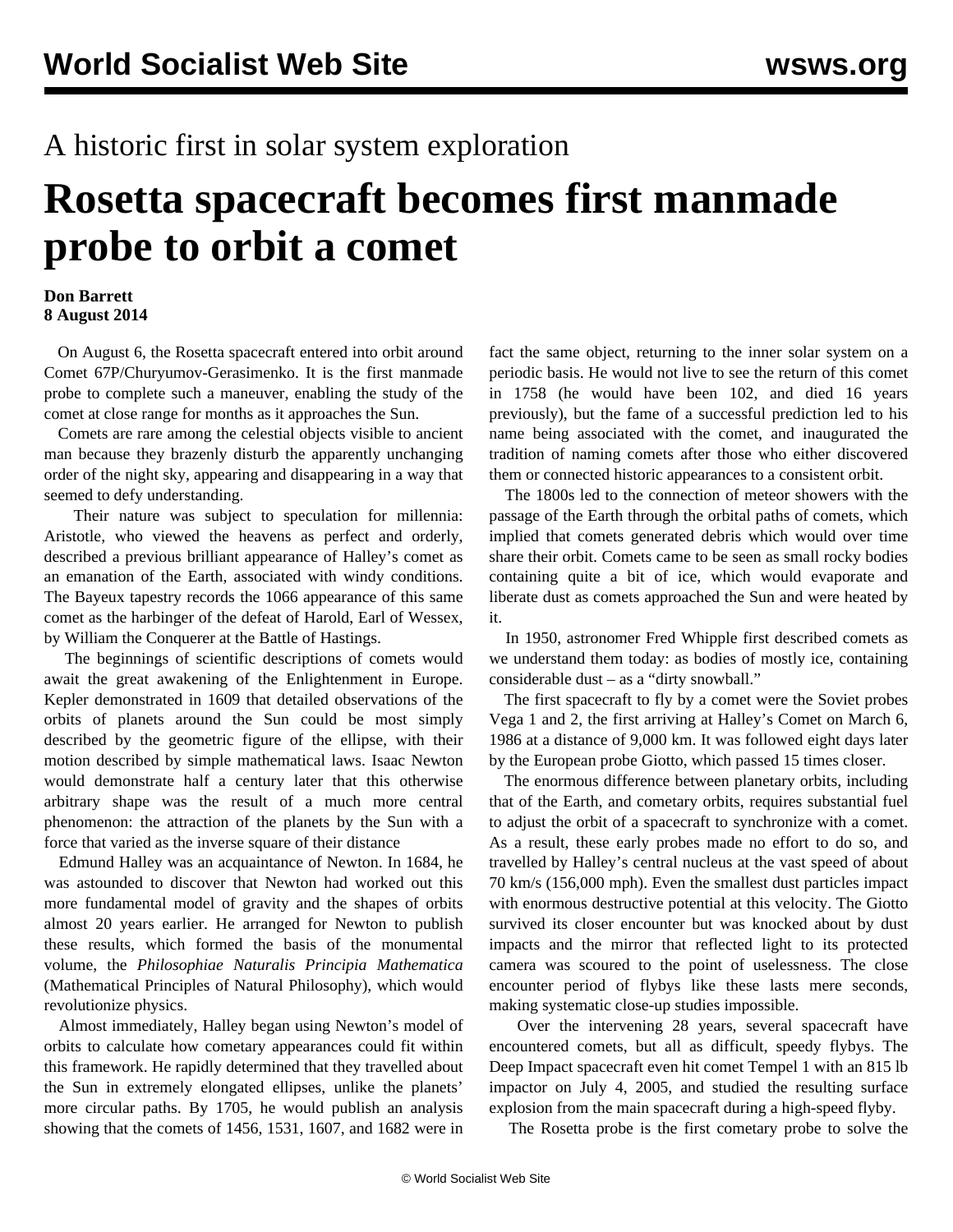A historic first in solar system exploration

# Rosetta spacecraft becomes first manmade probe to orbit a comet

**Don Barrett**
**8 August 2014**

On August 6, the Rosetta spacecraft entered into orbit around Comet 67P/Churyumov-Gerasimenko. It is the first manmade probe to complete such a maneuver, enabling the study of the comet at close range for months as it approaches the Sun.

Comets are rare among the celestial objects visible to ancient man because they brazenly disturb the apparently unchanging order of the night sky, appearing and disappearing in a way that seemed to defy understanding.

Their nature was subject to speculation for millennia: Aristotle, who viewed the heavens as perfect and orderly, described a previous brilliant appearance of Halley's comet as an emanation of the Earth, associated with windy conditions. The Bayeux tapestry records the 1066 appearance of this same comet as the harbinger of the defeat of Harold, Earl of Wessex, by William the Conquerer at the Battle of Hastings.

The beginnings of scientific descriptions of comets would await the great awakening of the Enlightenment in Europe. Kepler demonstrated in 1609 that detailed observations of the orbits of planets around the Sun could be most simply described by the geometric figure of the ellipse, with their motion described by simple mathematical laws. Isaac Newton would demonstrate half a century later that this otherwise arbitrary shape was the result of a much more central phenomenon: the attraction of the planets by the Sun with a force that varied as the inverse square of their distance

Edmund Halley was an acquaintance of Newton. In 1684, he was astounded to discover that Newton had worked out this more fundamental model of gravity and the shapes of orbits almost 20 years earlier. He arranged for Newton to publish these results, which formed the basis of the monumental volume, the *Philosophiae Naturalis Principia Mathematica* (Mathematical Principles of Natural Philosophy), which would revolutionize physics.

Almost immediately, Halley began using Newton's model of orbits to calculate how cometary appearances could fit within this framework. He rapidly determined that they travelled about the Sun in extremely elongated ellipses, unlike the planets' more circular paths. By 1705, he would publish an analysis showing that the comets of 1456, 1531, 1607, and 1682 were in fact the same object, returning to the inner solar system on a periodic basis. He would not live to see the return of this comet in 1758 (he would have been 102, and died 16 years previously), but the fame of a successful prediction led to his name being associated with the comet, and inaugurated the tradition of naming comets after those who either discovered them or connected historic appearances to a consistent orbit.

The 1800s led to the connection of meteor showers with the passage of the Earth through the orbital paths of comets, which implied that comets generated debris which would over time share their orbit. Comets came to be seen as small rocky bodies containing quite a bit of ice, which would evaporate and liberate dust as comets approached the Sun and were heated by it.

In 1950, astronomer Fred Whipple first described comets as we understand them today: as bodies of mostly ice, containing considerable dust – as a "dirty snowball."

The first spacecraft to fly by a comet were the Soviet probes Vega 1 and 2, the first arriving at Halley's Comet on March 6, 1986 at a distance of 9,000 km. It was followed eight days later by the European probe Giotto, which passed 15 times closer.

The enormous difference between planetary orbits, including that of the Earth, and cometary orbits, requires substantial fuel to adjust the orbit of a spacecraft to synchronize with a comet. As a result, these early probes made no effort to do so, and travelled by Halley's central nucleus at the vast speed of about 70 km/s (156,000 mph). Even the smallest dust particles impact with enormous destructive potential at this velocity. The Giotto survived its closer encounter but was knocked about by dust impacts and the mirror that reflected light to its protected camera was scoured to the point of uselessness. The close encounter period of flybys like these lasts mere seconds, making systematic close-up studies impossible.

Over the intervening 28 years, several spacecraft have encountered comets, but all as difficult, speedy flybys. The Deep Impact spacecraft even hit comet Tempel 1 with an 815 lb impactor on July 4, 2005, and studied the resulting surface explosion from the main spacecraft during a high-speed flyby.

The Rosetta probe is the first cometary probe to solve the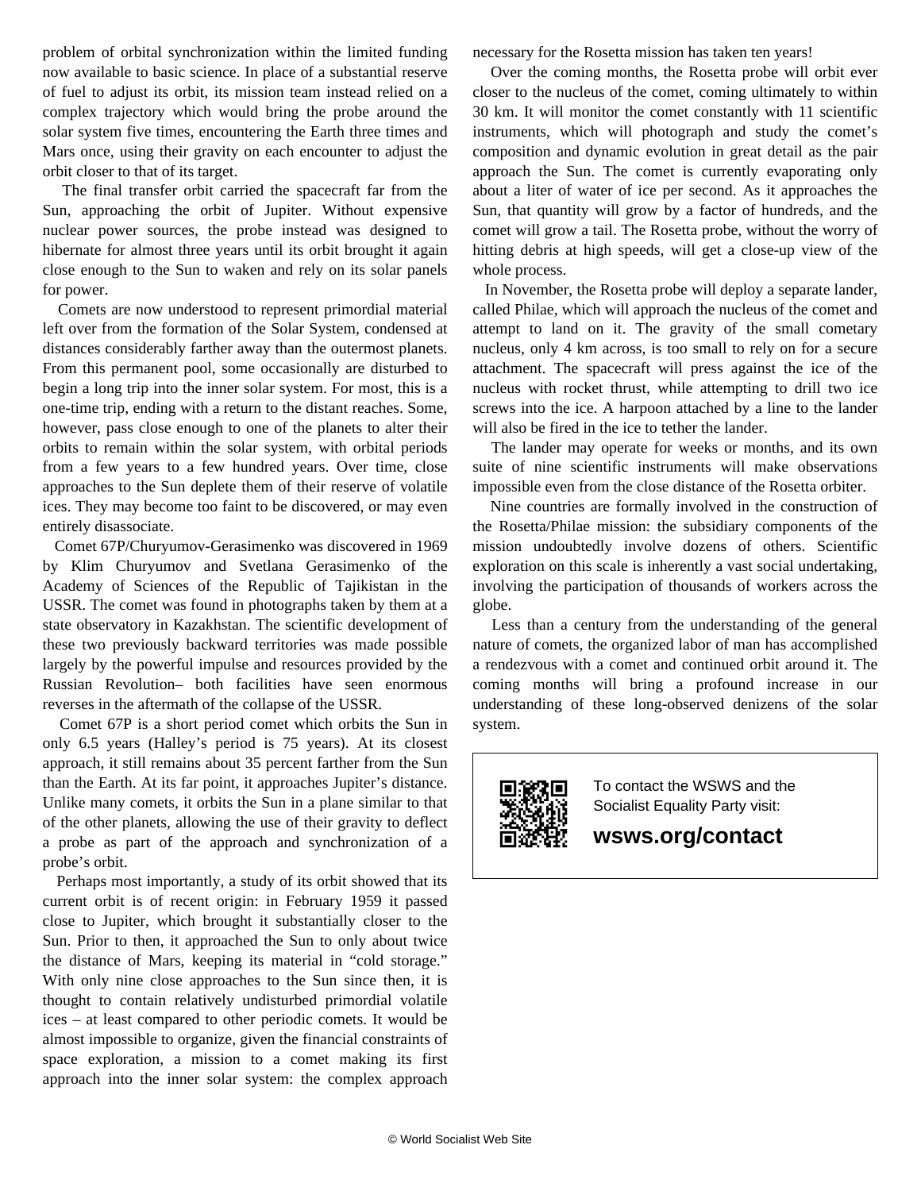problem of orbital synchronization within the limited funding now available to basic science. In place of a substantial reserve of fuel to adjust its orbit, its mission team instead relied on a complex trajectory which would bring the probe around the solar system five times, encountering the Earth three times and Mars once, using their gravity on each encounter to adjust the orbit closer to that of its target.

The final transfer orbit carried the spacecraft far from the Sun, approaching the orbit of Jupiter. Without expensive nuclear power sources, the probe instead was designed to hibernate for almost three years until its orbit brought it again close enough to the Sun to waken and rely on its solar panels for power.

Comets are now understood to represent primordial material left over from the formation of the Solar System, condensed at distances considerably farther away than the outermost planets. From this permanent pool, some occasionally are disturbed to begin a long trip into the inner solar system. For most, this is a one-time trip, ending with a return to the distant reaches. Some, however, pass close enough to one of the planets to alter their orbits to remain within the solar system, with orbital periods from a few years to a few hundred years. Over time, close approaches to the Sun deplete them of their reserve of volatile ices. They may become too faint to be discovered, or may even entirely disassociate.

Comet 67P/Churyumov-Gerasimenko was discovered in 1969 by Klim Churyumov and Svetlana Gerasimenko of the Academy of Sciences of the Republic of Tajikistan in the USSR. The comet was found in photographs taken by them at a state observatory in Kazakhstan. The scientific development of these two previously backward territories was made possible largely by the powerful impulse and resources provided by the Russian Revolution– both facilities have seen enormous reverses in the aftermath of the collapse of the USSR.

Comet 67P is a short period comet which orbits the Sun in only 6.5 years (Halley's period is 75 years). At its closest approach, it still remains about 35 percent farther from the Sun than the Earth. At its far point, it approaches Jupiter's distance. Unlike many comets, it orbits the Sun in a plane similar to that of the other planets, allowing the use of their gravity to deflect a probe as part of the approach and synchronization of a probe's orbit.

Perhaps most importantly, a study of its orbit showed that its current orbit is of recent origin: in February 1959 it passed close to Jupiter, which brought it substantially closer to the Sun. Prior to then, it approached the Sun to only about twice the distance of Mars, keeping its material in "cold storage." With only nine close approaches to the Sun since then, it is thought to contain relatively undisturbed primordial volatile ices – at least compared to other periodic comets. It would be almost impossible to organize, given the financial constraints of space exploration, a mission to a comet making its first approach into the inner solar system: the complex approach necessary for the Rosetta mission has taken ten years!

Over the coming months, the Rosetta probe will orbit ever closer to the nucleus of the comet, coming ultimately to within 30 km. It will monitor the comet constantly with 11 scientific instruments, which will photograph and study the comet's composition and dynamic evolution in great detail as the pair approach the Sun. The comet is currently evaporating only about a liter of water of ice per second. As it approaches the Sun, that quantity will grow by a factor of hundreds, and the comet will grow a tail. The Rosetta probe, without the worry of hitting debris at high speeds, will get a close-up view of the whole process.

In November, the Rosetta probe will deploy a separate lander, called Philae, which will approach the nucleus of the comet and attempt to land on it. The gravity of the small cometary nucleus, only 4 km across, is too small to rely on for a secure attachment. The spacecraft will press against the ice of the nucleus with rocket thrust, while attempting to drill two ice screws into the ice. A harpoon attached by a line to the lander will also be fired in the ice to tether the lander.

The lander may operate for weeks or months, and its own suite of nine scientific instruments will make observations impossible even from the close distance of the Rosetta orbiter.

Nine countries are formally involved in the construction of the Rosetta/Philae mission: the subsidiary components of the mission undoubtedly involve dozens of others. Scientific exploration on this scale is inherently a vast social undertaking, involving the participation of thousands of workers across the globe.

Less than a century from the understanding of the general nature of comets, the organized labor of man has accomplished a rendezvous with a comet and continued orbit around it. The coming months will bring a profound increase in our understanding of these long-observed denizens of the solar system.

To contact the WSWS and the Socialist Equality Party visit:

**wsws.org/contact**